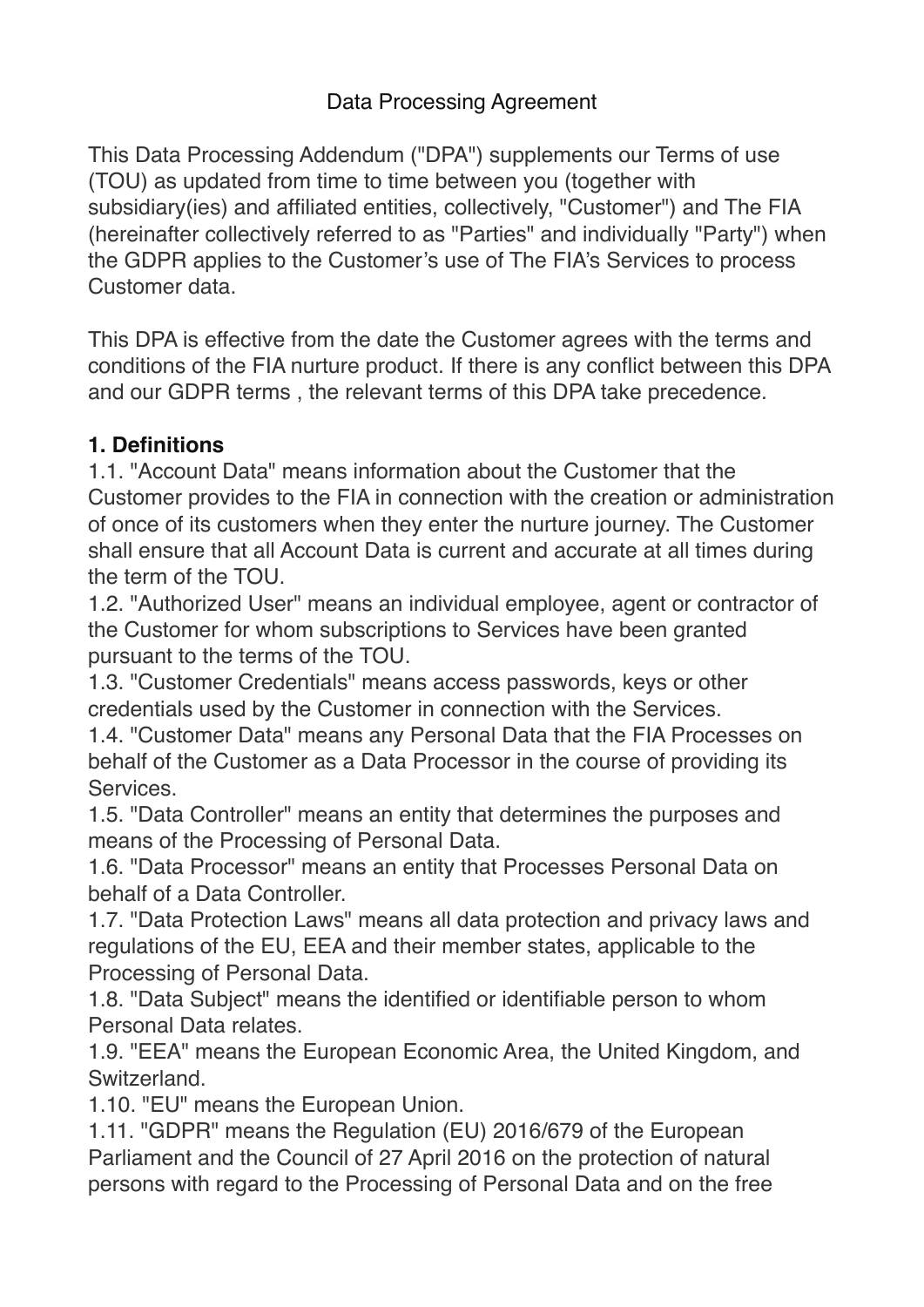# Data Processing Agreement

This Data Processing Addendum ("DPA") supplements our Terms of use (TOU) as updated from time to time between you (together with subsidiary(ies) and affiliated entities, collectively, "Customer") and The FIA (hereinafter collectively referred to as "Parties" and individually "Party") when the GDPR applies to the Customer's use of The FIA's Services to process Customer data.

This DPA is effective from the date the Customer agrees with the terms and conditions of the FIA nurture product. If there is any conflict between this DPA and our GDPR terms , the relevant terms of this DPA take precedence.

**1. Definitions**

1.1. "Account Data" means information about the Customer that the Customer provides to the FIA in connection with the creation or administration of once of its customers when they enter the nurture journey. The Customer shall ensure that all Account Data is current and accurate at all times during the term of the TOU.

1.2. "Authorized User" means an individual employee, agent or contractor of the Customer for whom subscriptions to Services have been granted pursuant to the terms of the TOU.

1.3. "Customer Credentials" means access passwords, keys or other credentials used by the Customer in connection with the Services.

1.4. "Customer Data" means any Personal Data that the FIA Processes on behalf of the Customer as a Data Processor in the course of providing its Services.

1.5. "Data Controller" means an entity that determines the purposes and means of the Processing of Personal Data.

1.6. "Data Processor" means an entity that Processes Personal Data on behalf of a Data Controller.

1.7. "Data Protection Laws" means all data protection and privacy laws and regulations of the EU, EEA and their member states, applicable to the Processing of Personal Data.

1.8. "Data Subject" means the identified or identifiable person to whom Personal Data relates.

1.9. "EEA" means the European Economic Area, the United Kingdom, and Switzerland.

1.10. "EU" means the European Union.

1.11. "GDPR" means the Regulation (EU) 2016/679 of the European Parliament and the Council of 27 April 2016 on the protection of natural persons with regard to the Processing of Personal Data and on the free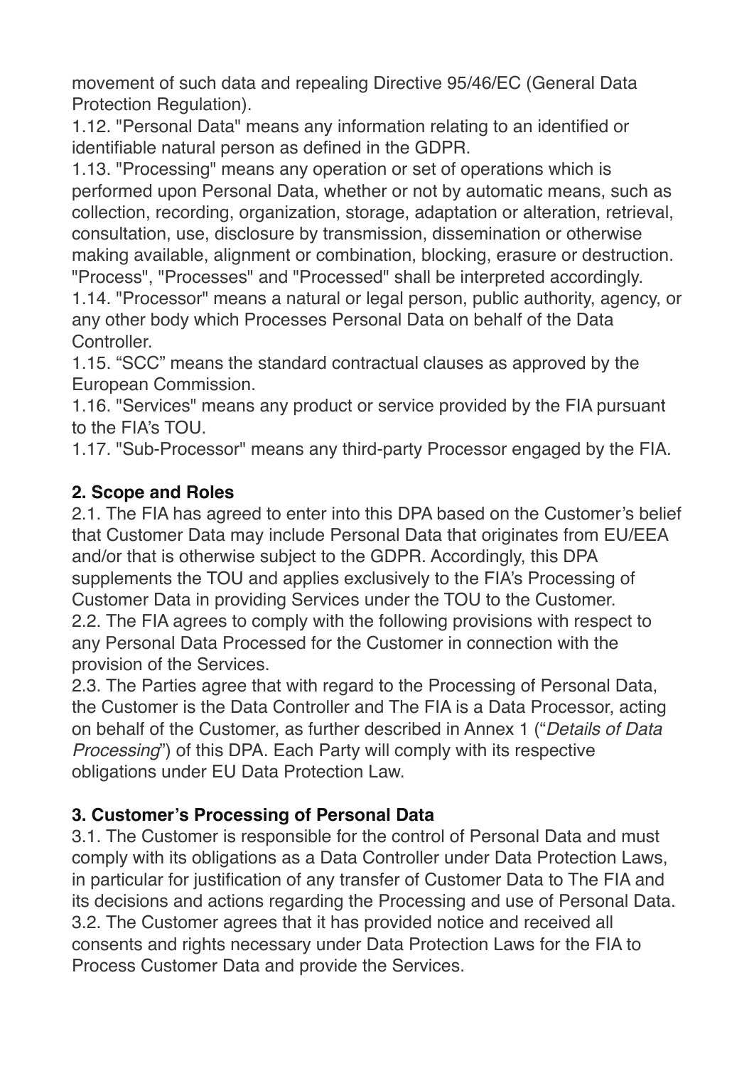movement of such data and repealing Directive 95/46/EC (General Data Protection Regulation).

1.12. "Personal Data" means any information relating to an identified or identifiable natural person as defined in the GDPR.

1.13. "Processing" means any operation or set of operations which is performed upon Personal Data, whether or not by automatic means, such as collection, recording, organization, storage, adaptation or alteration, retrieval, consultation, use, disclosure by transmission, dissemination or otherwise making available, alignment or combination, blocking, erasure or destruction. "Process", "Processes" and "Processed" shall be interpreted accordingly.

1.14. "Processor" means a natural or legal person, public authority, agency, or any other body which Processes Personal Data on behalf of the Data Controller.

1.15. “SCC” means the standard contractual clauses as approved by the European Commission.

1.16. "Services" means any product or service provided by the FIA pursuant to the FIA’s TOU.

1.17. "Sub-Processor" means any third-party Processor engaged by the FIA.

**2. Scope and Roles**

2.1. The FIA has agreed to enter into this DPA based on the Customer’s belief that Customer Data may include Personal Data that originates from EU/EEA and/or that is otherwise subject to the GDPR. Accordingly, this DPA supplements the TOU and applies exclusively to the FIA’s Processing of Customer Data in providing Services under the TOU to the Customer.

2.2. The FIA agrees to comply with the following provisions with respect to any Personal Data Processed for the Customer in connection with the provision of the Services.

2.3. The Parties agree that with regard to the Processing of Personal Data, the Customer is the Data Controller and The FIA is a Data Processor, acting on behalf of the Customer, as further described in Annex 1 (“*Details of Data Processing*”) of this DPA. Each Party will comply with its respective obligations under EU Data Protection Law.

**3. Customer’s Processing of Personal Data**

3.1. The Customer is responsible for the control of Personal Data and must comply with its obligations as a Data Controller under Data Protection Laws, in particular for justification of any transfer of Customer Data to The FIA and its decisions and actions regarding the Processing and use of Personal Data.

3.2. The Customer agrees that it has provided notice and received all consents and rights necessary under Data Protection Laws for the FIA to Process Customer Data and provide the Services.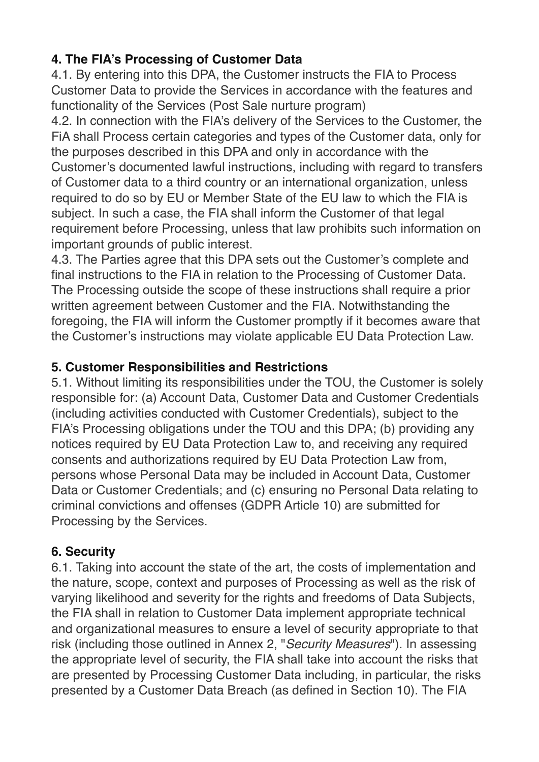## 4. The FIA's Processing of Customer Data

4.1. By entering into this DPA, the Customer instructs the FIA to Process Customer Data to provide the Services in accordance with the features and functionality of the Services (Post Sale nurture program)

4.2. In connection with the FIA's delivery of the Services to the Customer, the FiA shall Process certain categories and types of the Customer data, only for the purposes described in this DPA and only in accordance with the Customer's documented lawful instructions, including with regard to transfers of Customer data to a third country or an international organization, unless required to do so by EU or Member State of the EU law to which the FIA is subject. In such a case, the FIA shall inform the Customer of that legal requirement before Processing, unless that law prohibits such information on important grounds of public interest.

4.3. The Parties agree that this DPA sets out the Customer's complete and final instructions to the FIA in relation to the Processing of Customer Data. The Processing outside the scope of these instructions shall require a prior written agreement between Customer and the FIA. Notwithstanding the foregoing, the FIA will inform the Customer promptly if it becomes aware that the Customer's instructions may violate applicable EU Data Protection Law.

## 5. Customer Responsibilities and Restrictions

5.1. Without limiting its responsibilities under the TOU, the Customer is solely responsible for: (a) Account Data, Customer Data and Customer Credentials (including activities conducted with Customer Credentials), subject to the FIA's Processing obligations under the TOU and this DPA; (b) providing any notices required by EU Data Protection Law to, and receiving any required consents and authorizations required by EU Data Protection Law from, persons whose Personal Data may be included in Account Data, Customer Data or Customer Credentials; and (c) ensuring no Personal Data relating to criminal convictions and offenses (GDPR Article 10) are submitted for Processing by the Services.

## 6. Security

6.1. Taking into account the state of the art, the costs of implementation and the nature, scope, context and purposes of Processing as well as the risk of varying likelihood and severity for the rights and freedoms of Data Subjects, the FIA shall in relation to Customer Data implement appropriate technical and organizational measures to ensure a level of security appropriate to that risk (including those outlined in Annex 2, "*Security Measures*"). In assessing the appropriate level of security, the FIA shall take into account the risks that are presented by Processing Customer Data including, in particular, the risks presented by a Customer Data Breach (as defined in Section 10). The FIA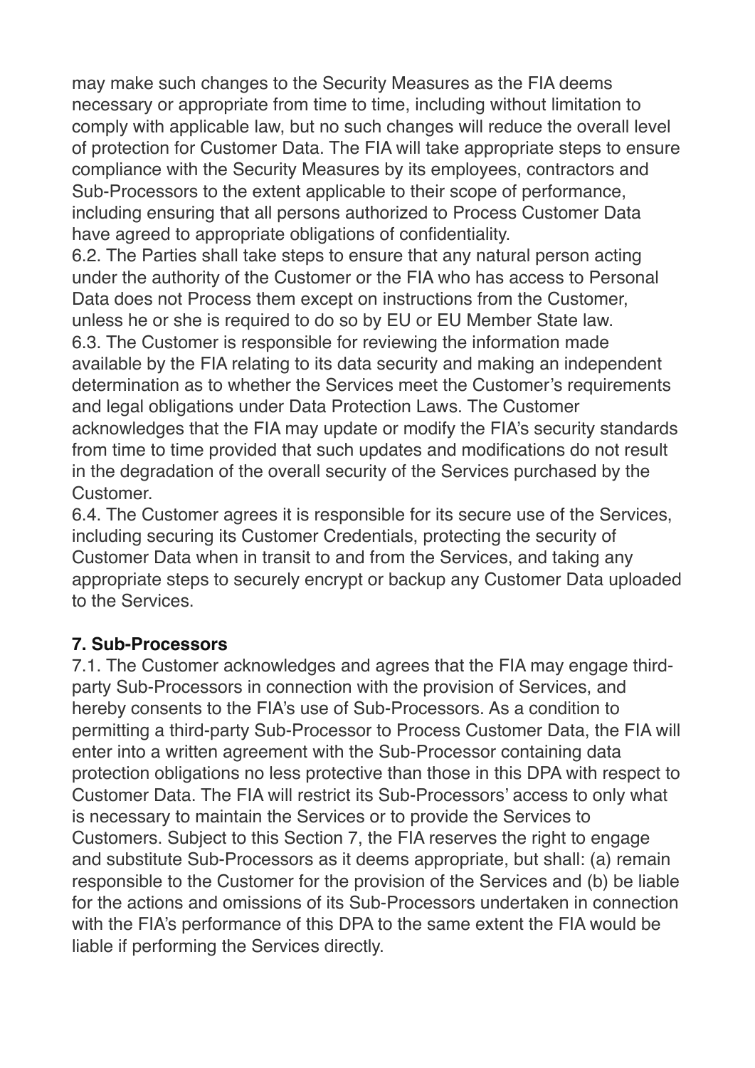may make such changes to the Security Measures as the FIA deems necessary or appropriate from time to time, including without limitation to comply with applicable law, but no such changes will reduce the overall level of protection for Customer Data. The FIA will take appropriate steps to ensure compliance with the Security Measures by its employees, contractors and Sub-Processors to the extent applicable to their scope of performance, including ensuring that all persons authorized to Process Customer Data have agreed to appropriate obligations of confidentiality.

6.2. The Parties shall take steps to ensure that any natural person acting under the authority of the Customer or the FIA who has access to Personal Data does not Process them except on instructions from the Customer, unless he or she is required to do so by EU or EU Member State law.

6.3. The Customer is responsible for reviewing the information made available by the FIA relating to its data security and making an independent determination as to whether the Services meet the Customer's requirements and legal obligations under Data Protection Laws. The Customer acknowledges that the FIA may update or modify the FIA's security standards from time to time provided that such updates and modifications do not result in the degradation of the overall security of the Services purchased by the Customer.

6.4. The Customer agrees it is responsible for its secure use of the Services, including securing its Customer Credentials, protecting the security of Customer Data when in transit to and from the Services, and taking any appropriate steps to securely encrypt or backup any Customer Data uploaded to the Services.

## 7. Sub-Processors

7.1. The Customer acknowledges and agrees that the FIA may engage third-party Sub-Processors in connection with the provision of Services, and hereby consents to the FIA's use of Sub-Processors. As a condition to permitting a third-party Sub-Processor to Process Customer Data, the FIA will enter into a written agreement with the Sub-Processor containing data protection obligations no less protective than those in this DPA with respect to Customer Data. The FIA will restrict its Sub-Processors' access to only what is necessary to maintain the Services or to provide the Services to Customers. Subject to this Section 7, the FIA reserves the right to engage and substitute Sub-Processors as it deems appropriate, but shall: (a) remain responsible to the Customer for the provision of the Services and (b) be liable for the actions and omissions of its Sub-Processors undertaken in connection with the FIA's performance of this DPA to the same extent the FIA would be liable if performing the Services directly.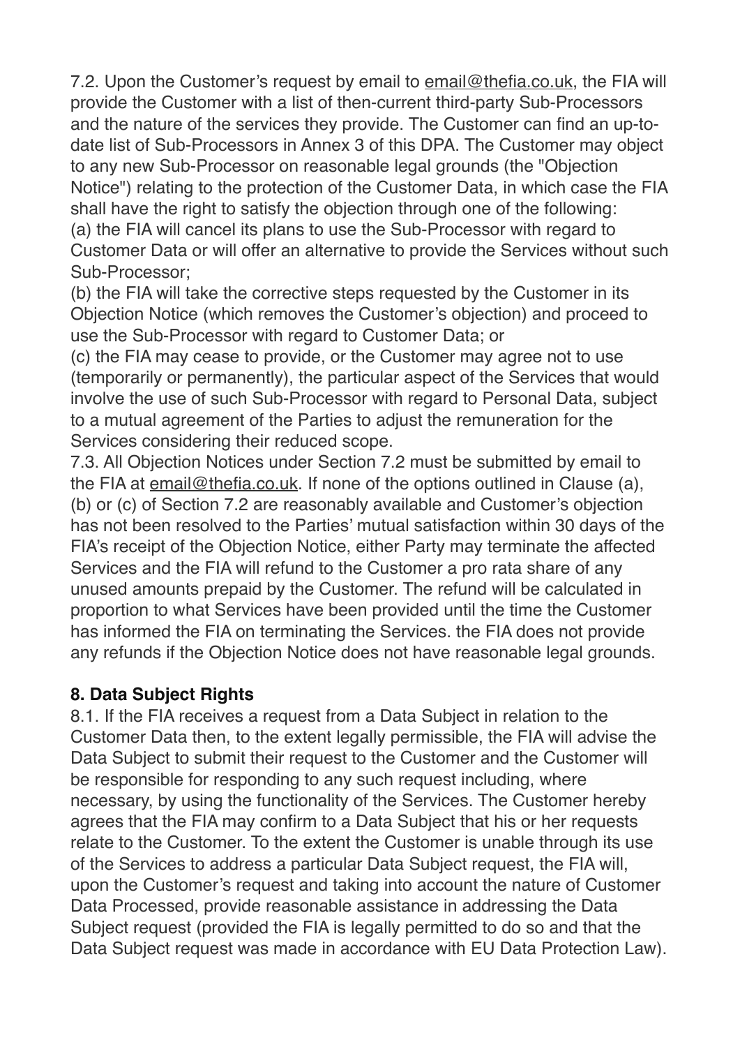7.2. Upon the Customer's request by email to email@thefia.co.uk, the FIA will provide the Customer with a list of then-current third-party Sub-Processors and the nature of the services they provide. The Customer can find an up-to-date list of Sub-Processors in Annex 3 of this DPA. The Customer may object to any new Sub-Processor on reasonable legal grounds (the "Objection Notice") relating to the protection of the Customer Data, in which case the FIA shall have the right to satisfy the objection through one of the following:
(a) the FIA will cancel its plans to use the Sub-Processor with regard to Customer Data or will offer an alternative to provide the Services without such Sub-Processor;
(b) the FIA will take the corrective steps requested by the Customer in its Objection Notice (which removes the Customer's objection) and proceed to use the Sub-Processor with regard to Customer Data; or
(c) the FIA may cease to provide, or the Customer may agree not to use (temporarily or permanently), the particular aspect of the Services that would involve the use of such Sub-Processor with regard to Personal Data, subject to a mutual agreement of the Parties to adjust the remuneration for the Services considering their reduced scope.
7.3. All Objection Notices under Section 7.2 must be submitted by email to the FIA at email@thefia.co.uk. If none of the options outlined in Clause (a), (b) or (c) of Section 7.2 are reasonably available and Customer's objection has not been resolved to the Parties' mutual satisfaction within 30 days of the FIA's receipt of the Objection Notice, either Party may terminate the affected Services and the FIA will refund to the Customer a pro rata share of any unused amounts prepaid by the Customer. The refund will be calculated in proportion to what Services have been provided until the time the Customer has informed the FIA on terminating the Services. the FIA does not provide any refunds if the Objection Notice does not have reasonable legal grounds.

**8. Data Subject Rights**

8.1. If the FIA receives a request from a Data Subject in relation to the Customer Data then, to the extent legally permissible, the FIA will advise the Data Subject to submit their request to the Customer and the Customer will be responsible for responding to any such request including, where necessary, by using the functionality of the Services. The Customer hereby agrees that the FIA may confirm to a Data Subject that his or her requests relate to the Customer. To the extent the Customer is unable through its use of the Services to address a particular Data Subject request, the FIA will, upon the Customer's request and taking into account the nature of Customer Data Processed, provide reasonable assistance in addressing the Data Subject request (provided the FIA is legally permitted to do so and that the Data Subject request was made in accordance with EU Data Protection Law).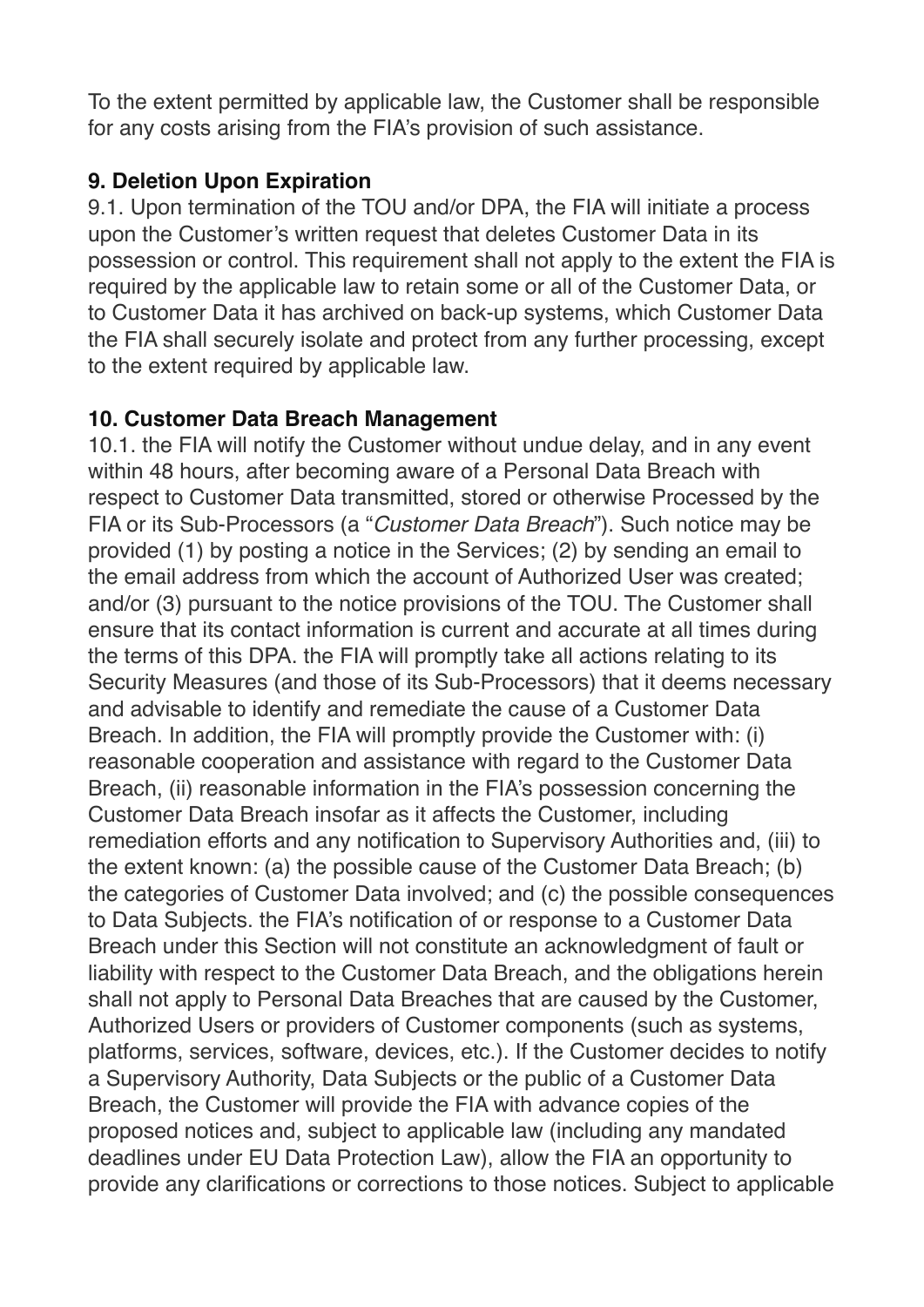To the extent permitted by applicable law, the Customer shall be responsible for any costs arising from the FIA's provision of such assistance.

**9. Deletion Upon Expiration**

9.1. Upon termination of the TOU and/or DPA, the FIA will initiate a process upon the Customer's written request that deletes Customer Data in its possession or control. This requirement shall not apply to the extent the FIA is required by the applicable law to retain some or all of the Customer Data, or to Customer Data it has archived on back-up systems, which Customer Data the FIA shall securely isolate and protect from any further processing, except to the extent required by applicable law.

**10. Customer Data Breach Management**

10.1. the FIA will notify the Customer without undue delay, and in any event within 48 hours, after becoming aware of a Personal Data Breach with respect to Customer Data transmitted, stored or otherwise Processed by the FIA or its Sub-Processors (a "*Customer Data Breach*"). Such notice may be provided (1) by posting a notice in the Services; (2) by sending an email to the email address from which the account of Authorized User was created; and/or (3) pursuant to the notice provisions of the TOU. The Customer shall ensure that its contact information is current and accurate at all times during the terms of this DPA. the FIA will promptly take all actions relating to its Security Measures (and those of its Sub-Processors) that it deems necessary and advisable to identify and remediate the cause of a Customer Data Breach. In addition, the FIA will promptly provide the Customer with: (i) reasonable cooperation and assistance with regard to the Customer Data Breach, (ii) reasonable information in the FIA's possession concerning the Customer Data Breach insofar as it affects the Customer, including remediation efforts and any notification to Supervisory Authorities and, (iii) to the extent known: (a) the possible cause of the Customer Data Breach; (b) the categories of Customer Data involved; and (c) the possible consequences to Data Subjects. the FIA's notification of or response to a Customer Data Breach under this Section will not constitute an acknowledgment of fault or liability with respect to the Customer Data Breach, and the obligations herein shall not apply to Personal Data Breaches that are caused by the Customer, Authorized Users or providers of Customer components (such as systems, platforms, services, software, devices, etc.). If the Customer decides to notify a Supervisory Authority, Data Subjects or the public of a Customer Data Breach, the Customer will provide the FIA with advance copies of the proposed notices and, subject to applicable law (including any mandated deadlines under EU Data Protection Law), allow the FIA an opportunity to provide any clarifications or corrections to those notices. Subject to applicable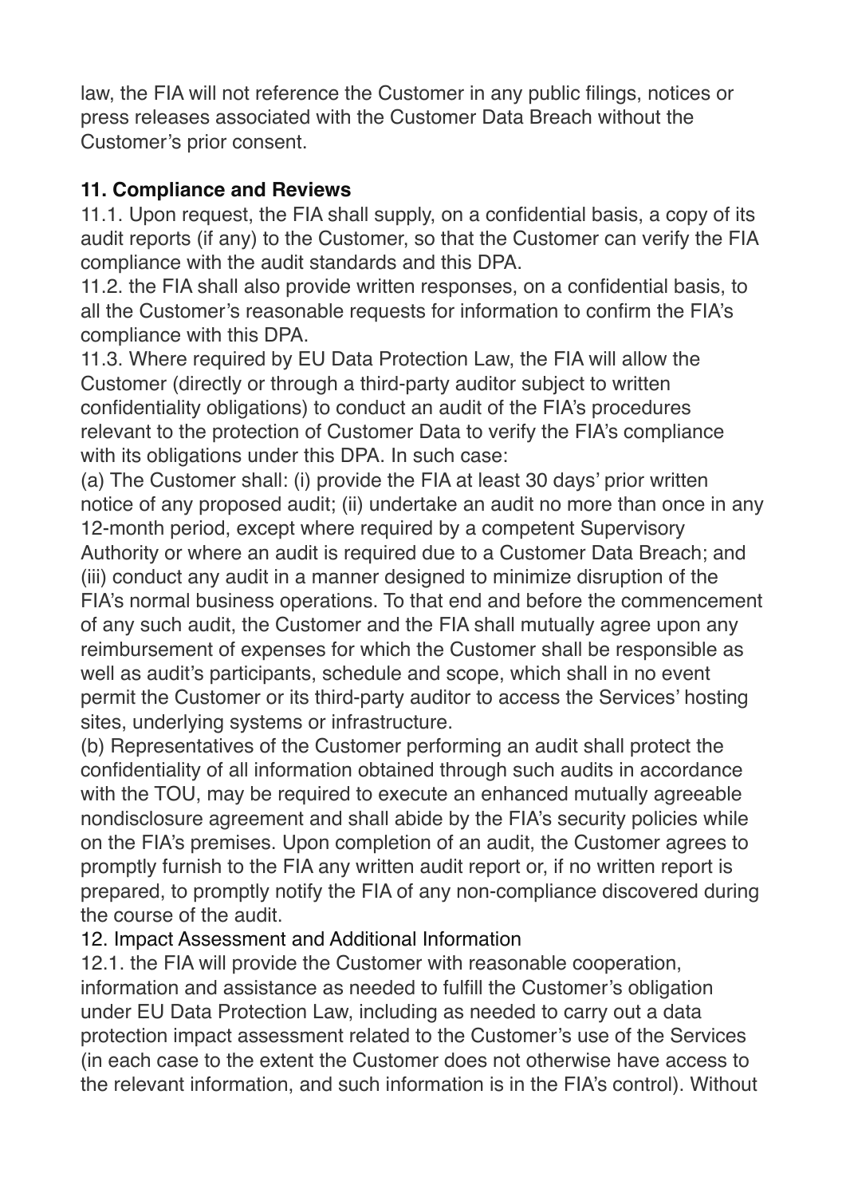law, the FIA will not reference the Customer in any public filings, notices or press releases associated with the Customer Data Breach without the Customer's prior consent.

**11. Compliance and Reviews**

11.1. Upon request, the FIA shall supply, on a confidential basis, a copy of its audit reports (if any) to the Customer, so that the Customer can verify the FIA compliance with the audit standards and this DPA.

11.2. the FIA shall also provide written responses, on a confidential basis, to all the Customer's reasonable requests for information to confirm the FIA's compliance with this DPA.

11.3. Where required by EU Data Protection Law, the FIA will allow the Customer (directly or through a third-party auditor subject to written confidentiality obligations) to conduct an audit of the FIA's procedures relevant to the protection of Customer Data to verify the FIA's compliance with its obligations under this DPA. In such case:

(a) The Customer shall: (i) provide the FIA at least 30 days' prior written notice of any proposed audit; (ii) undertake an audit no more than once in any 12-month period, except where required by a competent Supervisory Authority or where an audit is required due to a Customer Data Breach; and (iii) conduct any audit in a manner designed to minimize disruption of the FIA's normal business operations. To that end and before the commencement of any such audit, the Customer and the FIA shall mutually agree upon any reimbursement of expenses for which the Customer shall be responsible as well as audit's participants, schedule and scope, which shall in no event permit the Customer or its third-party auditor to access the Services' hosting sites, underlying systems or infrastructure.

(b) Representatives of the Customer performing an audit shall protect the confidentiality of all information obtained through such audits in accordance with the TOU, may be required to execute an enhanced mutually agreeable nondisclosure agreement and shall abide by the FIA's security policies while on the FIA's premises. Upon completion of an audit, the Customer agrees to promptly furnish to the FIA any written audit report or, if no written report is prepared, to promptly notify the FIA of any non-compliance discovered during the course of the audit.

12. Impact Assessment and Additional Information

12.1. the FIA will provide the Customer with reasonable cooperation, information and assistance as needed to fulfill the Customer's obligation under EU Data Protection Law, including as needed to carry out a data protection impact assessment related to the Customer's use of the Services (in each case to the extent the Customer does not otherwise have access to the relevant information, and such information is in the FIA's control). Without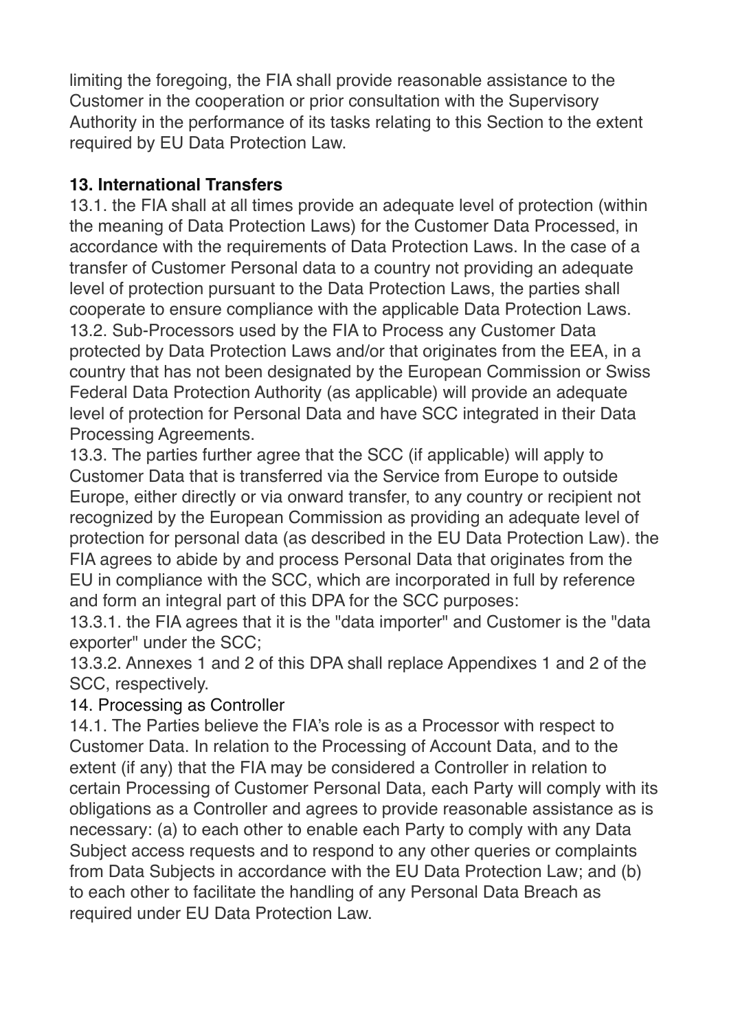limiting the foregoing, the FIA shall provide reasonable assistance to the Customer in the cooperation or prior consultation with the Supervisory Authority in the performance of its tasks relating to this Section to the extent required by EU Data Protection Law.

**13. International Transfers**

13.1. the FIA shall at all times provide an adequate level of protection (within the meaning of Data Protection Laws) for the Customer Data Processed, in accordance with the requirements of Data Protection Laws. In the case of a transfer of Customer Personal data to a country not providing an adequate level of protection pursuant to the Data Protection Laws, the parties shall cooperate to ensure compliance with the applicable Data Protection Laws.

13.2. Sub-Processors used by the FIA to Process any Customer Data protected by Data Protection Laws and/or that originates from the EEA, in a country that has not been designated by the European Commission or Swiss Federal Data Protection Authority (as applicable) will provide an adequate level of protection for Personal Data and have SCC integrated in their Data Processing Agreements.

13.3. The parties further agree that the SCC (if applicable) will apply to Customer Data that is transferred via the Service from Europe to outside Europe, either directly or via onward transfer, to any country or recipient not recognized by the European Commission as providing an adequate level of protection for personal data (as described in the EU Data Protection Law). the FIA agrees to abide by and process Personal Data that originates from the EU in compliance with the SCC, which are incorporated in full by reference and form an integral part of this DPA for the SCC purposes:

13.3.1. the FIA agrees that it is the "data importer" and Customer is the "data exporter" under the SCC;

13.3.2. Annexes 1 and 2 of this DPA shall replace Appendixes 1 and 2 of the SCC, respectively.

14. Processing as Controller

14.1. The Parties believe the FIA's role is as a Processor with respect to Customer Data. In relation to the Processing of Account Data, and to the extent (if any) that the FIA may be considered a Controller in relation to certain Processing of Customer Personal Data, each Party will comply with its obligations as a Controller and agrees to provide reasonable assistance as is necessary: (a) to each other to enable each Party to comply with any Data Subject access requests and to respond to any other queries or complaints from Data Subjects in accordance with the EU Data Protection Law; and (b) to each other to facilitate the handling of any Personal Data Breach as required under EU Data Protection Law.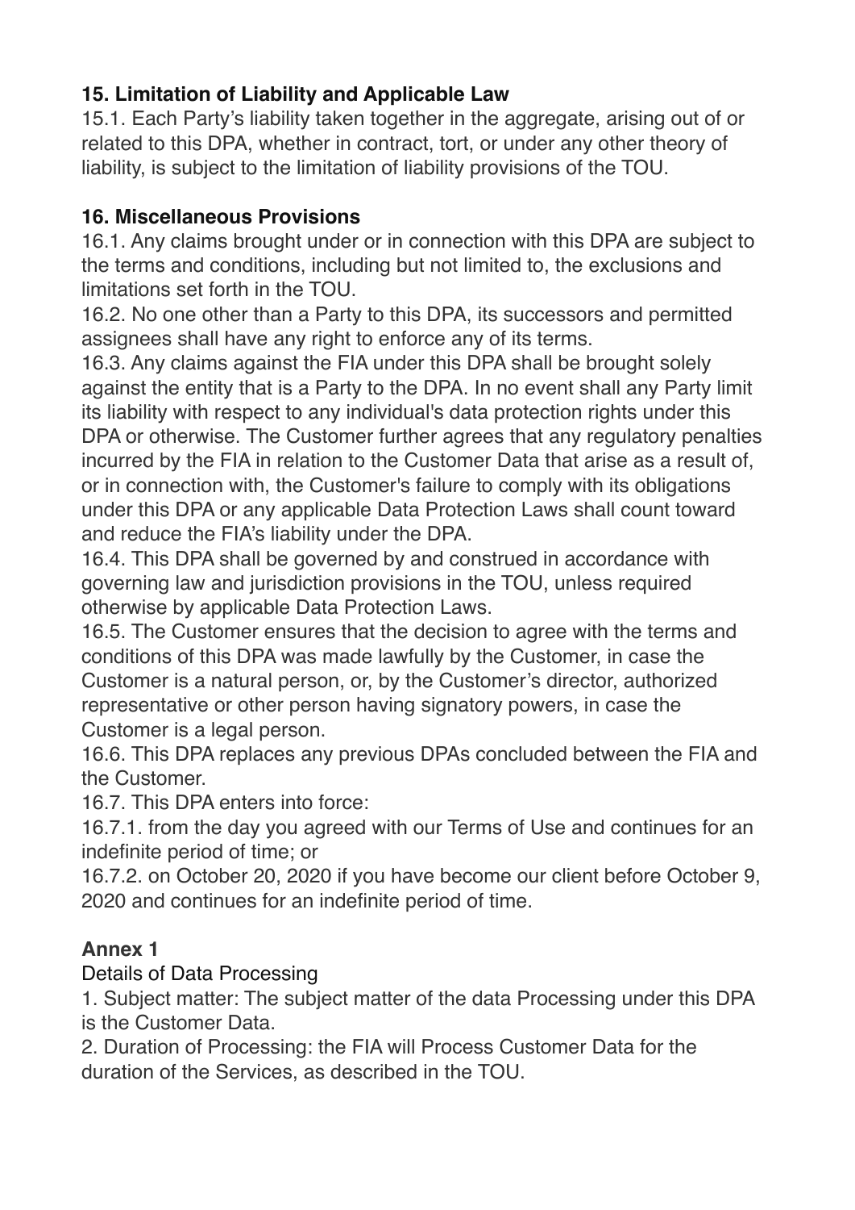### 15. Limitation of Liability and Applicable Law

15.1. Each Party's liability taken together in the aggregate, arising out of or related to this DPA, whether in contract, tort, or under any other theory of liability, is subject to the limitation of liability provisions of the TOU.

### 16. Miscellaneous Provisions

16.1. Any claims brought under or in connection with this DPA are subject to the terms and conditions, including but not limited to, the exclusions and limitations set forth in the TOU.

16.2. No one other than a Party to this DPA, its successors and permitted assignees shall have any right to enforce any of its terms.

16.3. Any claims against the FIA under this DPA shall be brought solely against the entity that is a Party to the DPA. In no event shall any Party limit its liability with respect to any individual's data protection rights under this DPA or otherwise. The Customer further agrees that any regulatory penalties incurred by the FIA in relation to the Customer Data that arise as a result of, or in connection with, the Customer's failure to comply with its obligations under this DPA or any applicable Data Protection Laws shall count toward and reduce the FIA's liability under the DPA.

16.4. This DPA shall be governed by and construed in accordance with governing law and jurisdiction provisions in the TOU, unless required otherwise by applicable Data Protection Laws.

16.5. The Customer ensures that the decision to agree with the terms and conditions of this DPA was made lawfully by the Customer, in case the Customer is a natural person, or, by the Customer's director, authorized representative or other person having signatory powers, in case the Customer is a legal person.

16.6. This DPA replaces any previous DPAs concluded between the FIA and the Customer.

16.7. This DPA enters into force:

16.7.1. from the day you agreed with our Terms of Use and continues for an indefinite period of time; or

16.7.2. on October 20, 2020 if you have become our client before October 9, 2020 and continues for an indefinite period of time.

### Annex 1

Details of Data Processing

1. Subject matter: The subject matter of the data Processing under this DPA is the Customer Data.
2. Duration of Processing: the FIA will Process Customer Data for the duration of the Services, as described in the TOU.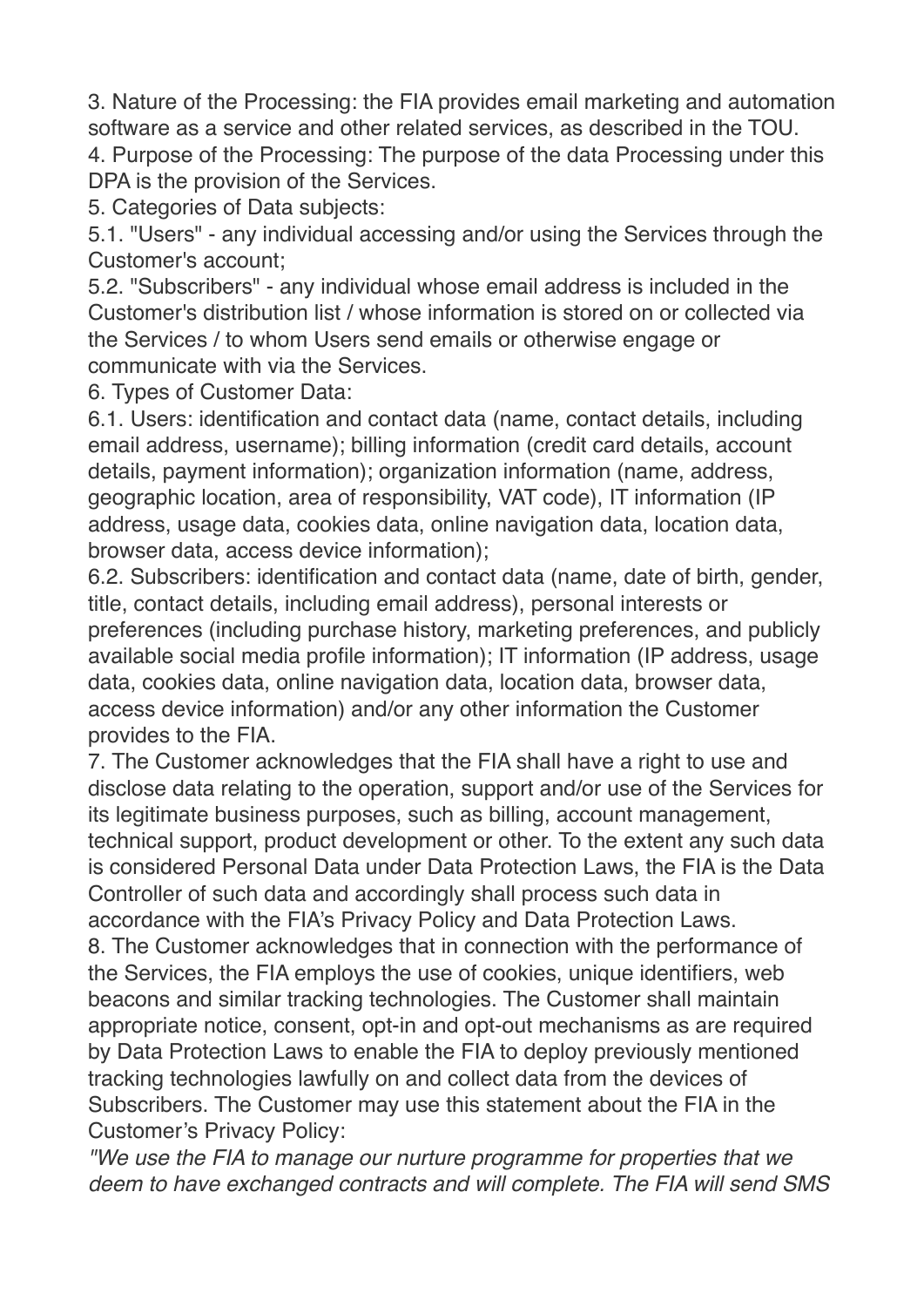3. Nature of the Processing: the FIA provides email marketing and automation software as a service and other related services, as described in the TOU.

4. Purpose of the Processing: The purpose of the data Processing under this DPA is the provision of the Services.

5. Categories of Data subjects:

5.1. "Users" - any individual accessing and/or using the Services through the Customer's account;

5.2. "Subscribers" - any individual whose email address is included in the Customer's distribution list / whose information is stored on or collected via the Services / to whom Users send emails or otherwise engage or communicate with via the Services.

6. Types of Customer Data:

6.1. Users: identification and contact data (name, contact details, including email address, username); billing information (credit card details, account details, payment information); organization information (name, address, geographic location, area of responsibility, VAT code), IT information (IP address, usage data, cookies data, online navigation data, location data, browser data, access device information);

6.2. Subscribers: identification and contact data (name, date of birth, gender, title, contact details, including email address), personal interests or preferences (including purchase history, marketing preferences, and publicly available social media profile information); IT information (IP address, usage data, cookies data, online navigation data, location data, browser data, access device information) and/or any other information the Customer provides to the FIA.

7. The Customer acknowledges that the FIA shall have a right to use and disclose data relating to the operation, support and/or use of the Services for its legitimate business purposes, such as billing, account management, technical support, product development or other. To the extent any such data is considered Personal Data under Data Protection Laws, the FIA is the Data Controller of such data and accordingly shall process such data in accordance with the FIA's Privacy Policy and Data Protection Laws.

8. The Customer acknowledges that in connection with the performance of the Services, the FIA employs the use of cookies, unique identifiers, web beacons and similar tracking technologies. The Customer shall maintain appropriate notice, consent, opt-in and opt-out mechanisms as are required by Data Protection Laws to enable the FIA to deploy previously mentioned tracking technologies lawfully on and collect data from the devices of Subscribers. The Customer may use this statement about the FIA in the Customer's Privacy Policy:

*"We use the FIA to manage our nurture programme for properties that we deem to have exchanged contracts and will complete. The FIA will send SMS*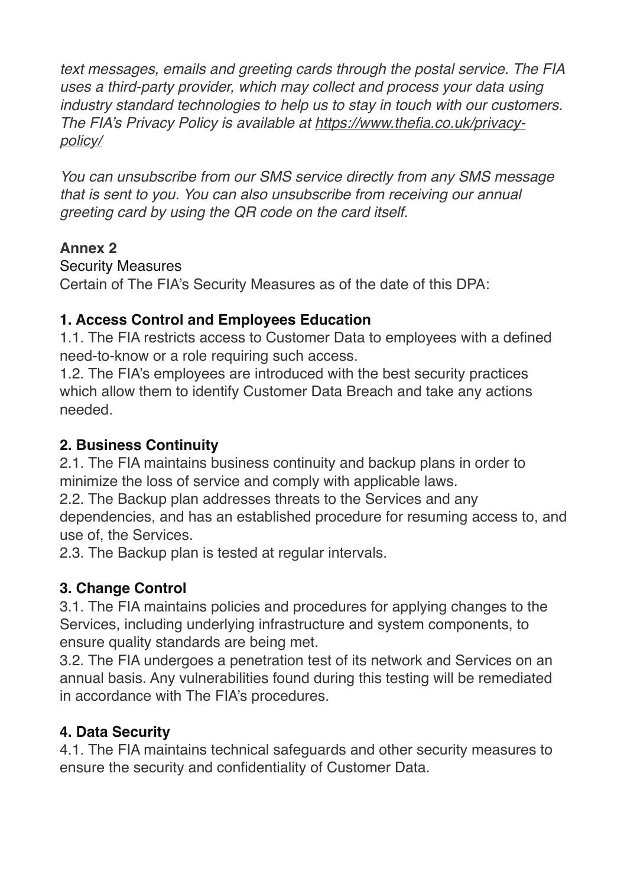*text messages, emails and greeting cards through the postal service. The FIA uses a third-party provider, which may collect and process your data using industry standard technologies to help us to stay in touch with our customers. The FIA's Privacy Policy is available at [https://www.thefia.co.uk/privacy-policy/](https://www.thefia.co.uk/privacy-policy/)*

*You can unsubscribe from our SMS service directly from any SMS message that is sent to you. You can also unsubscribe from receiving our annual greeting card by using the QR code on the card itself.*

**Annex 2**

Security Measures

Certain of The FIA's Security Measures as of the date of this DPA:

**1. Access Control and Employees Education**

1.1. The FIA restricts access to Customer Data to employees with a defined need-to-know or a role requiring such access.

1.2. The FIA's employees are introduced with the best security practices which allow them to identify Customer Data Breach and take any actions needed.

**2. Business Continuity**

2.1. The FIA maintains business continuity and backup plans in order to minimize the loss of service and comply with applicable laws.

2.2. The Backup plan addresses threats to the Services and any dependencies, and has an established procedure for resuming access to, and use of, the Services.

2.3. The Backup plan is tested at regular intervals.

**3. Change Control**

3.1. The FIA maintains policies and procedures for applying changes to the Services, including underlying infrastructure and system components, to ensure quality standards are being met.

3.2. The FIA undergoes a penetration test of its network and Services on an annual basis. Any vulnerabilities found during this testing will be remediated in accordance with The FIA's procedures.

**4. Data Security**

4.1. The FIA maintains technical safeguards and other security measures to ensure the security and confidentiality of Customer Data.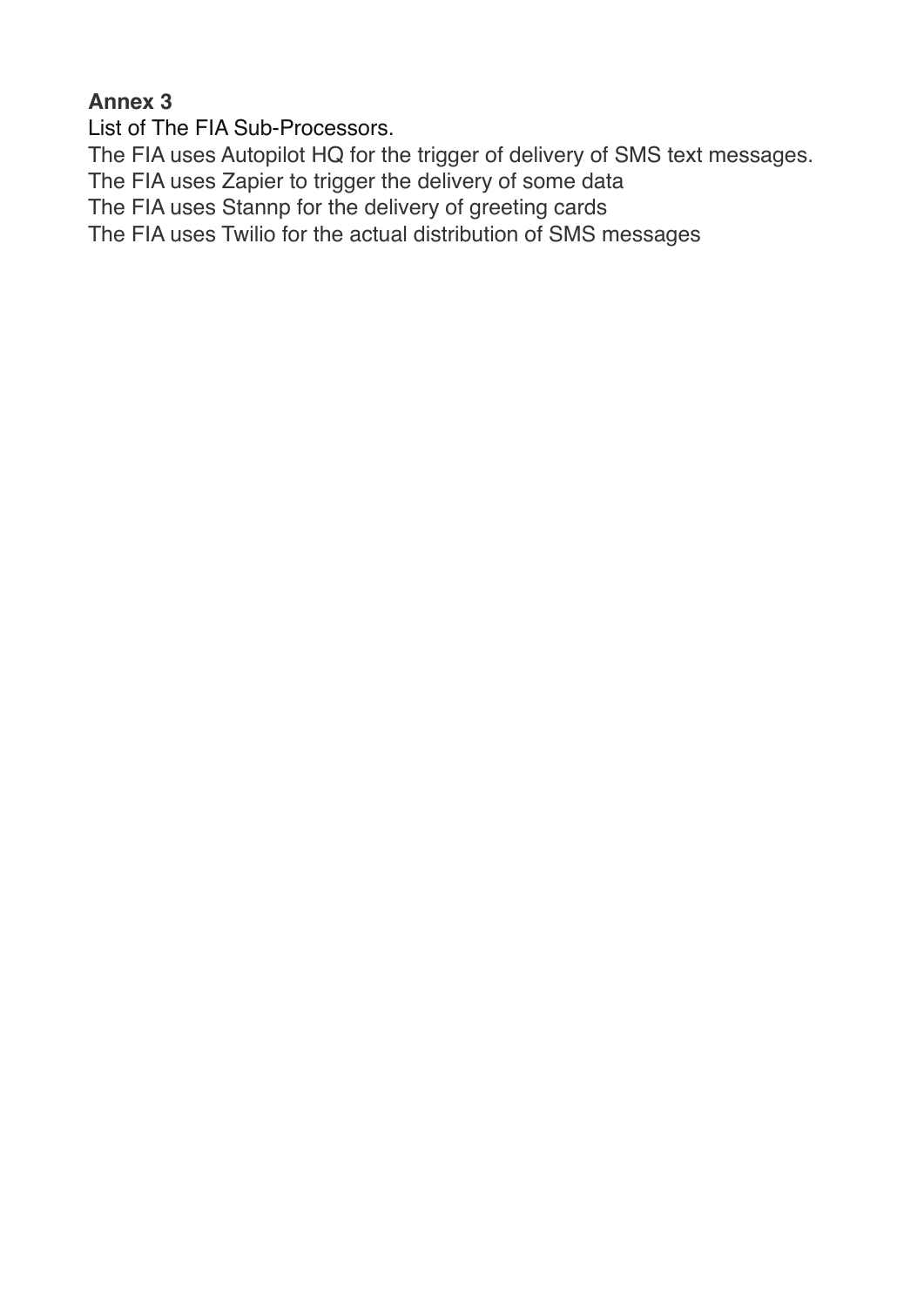**Annex 3**

List of The FIA Sub-Processors.

The FIA uses Autopilot HQ for the trigger of delivery of SMS text messages.

The FIA uses Zapier to trigger the delivery of some data

The FIA uses Stannp for the delivery of greeting cards

The FIA uses Twilio for the actual distribution of SMS messages